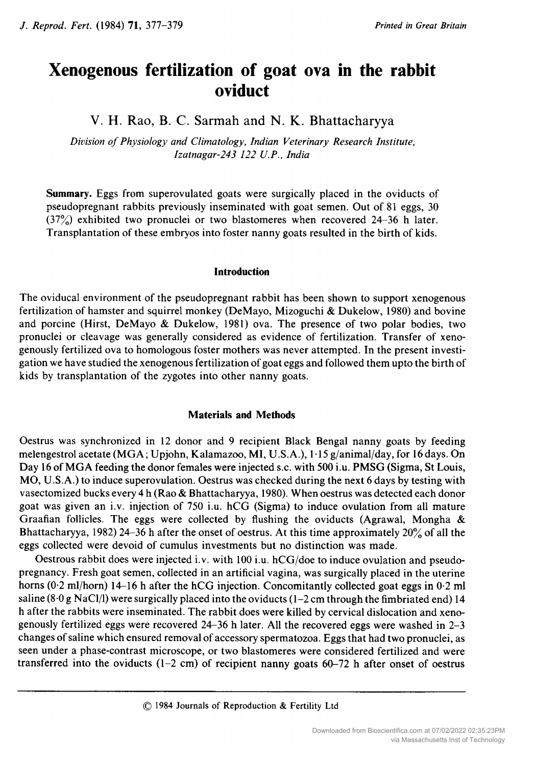# Xenogenous fertilization of goat ova in the rabbit oviduct

V. H. Rao, B. C. Sarmah and N. K. Bhattacharyya

*Division of Physiology and Climatology, Indian Veterinary Research Institute, Izatnagar-243 122 U.P., India*

**Summary.** Eggs from superovulated goats were surgically placed in the oviducts of pseudopregnant rabbits previously inseminated with goat semen. Out of 81 eggs, 30 (37%) exhibited two pronuclei or two blastomeres when recovered 24–36 h later. Transplantation of these embryos into foster nanny goats resulted in the birth of kids.

## Introduction

The oviducal environment of the pseudopregnant rabbit has been shown to support xenogenous fertilization of hamster and squirrel monkey (DeMayo, Mizoguchi & Dukelow, 1980) and bovine and porcine (Hirst, DeMayo & Dukelow, 1981) ova. The presence of two polar bodies, two pronuclei or cleavage was generally considered as evidence of fertilization. Transfer of xenogenously fertilized ova to homologous foster mothers was never attempted. In the present investigation we have studied the xenogenous fertilization of goat eggs and followed them upto the birth of kids by transplantation of the zygotes into other nanny goats.

## Materials and Methods

Oestrus was synchronized in 12 donor and 9 recipient Black Bengal nanny goats by feeding melengestrol acetate (MGA; Upjohn, Kalamazoo, MI, U.S.A.), 1·15 g/animal/day, for 16 days. On Day 16 of MGA feeding the donor females were injected s.c. with 500 i.u. PMSG (Sigma, St Louis, MO, U.S.A.) to induce superovulation. Oestrus was checked during the next 6 days by testing with vasectomized bucks every 4 h (Rao & Bhattacharyya, 1980). When oestrus was detected each donor goat was given an i.v. injection of 750 i.u. hCG (Sigma) to induce ovulation from all mature Graafian follicles. The eggs were collected by flushing the oviducts (Agrawal, Mongha & Bhattacharyya, 1982) 24–36 h after the onset of oestrus. At this time approximately 20% of all the eggs collected were devoid of cumulus investments but no distinction was made.

Oestrous rabbit does were injected i.v. with 100 i.u. hCG/doe to induce ovulation and pseudopregnancy. Fresh goat semen, collected in an artificial vagina, was surgically placed in the uterine horns (0·2 ml/horn) 14–16 h after the hCG injection. Concomitantly collected goat eggs in 0·2 ml saline (8·0 g NaCl/l) were surgically placed into the oviducts (1–2 cm through the fimbriated end) 14 h after the rabbits were inseminated. The rabbit does were killed by cervical dislocation and xenogenously fertilized eggs were recovered 24–36 h later. All the recovered eggs were washed in 2–3 changes of saline which ensured removal of accessory spermatozoa. Eggs that had two pronuclei, as seen under a phase-contrast microscope, or two blastomeres were considered fertilized and were transferred into the oviducts (1–2 cm) of recipient nanny goats 60–72 h after onset of oestrus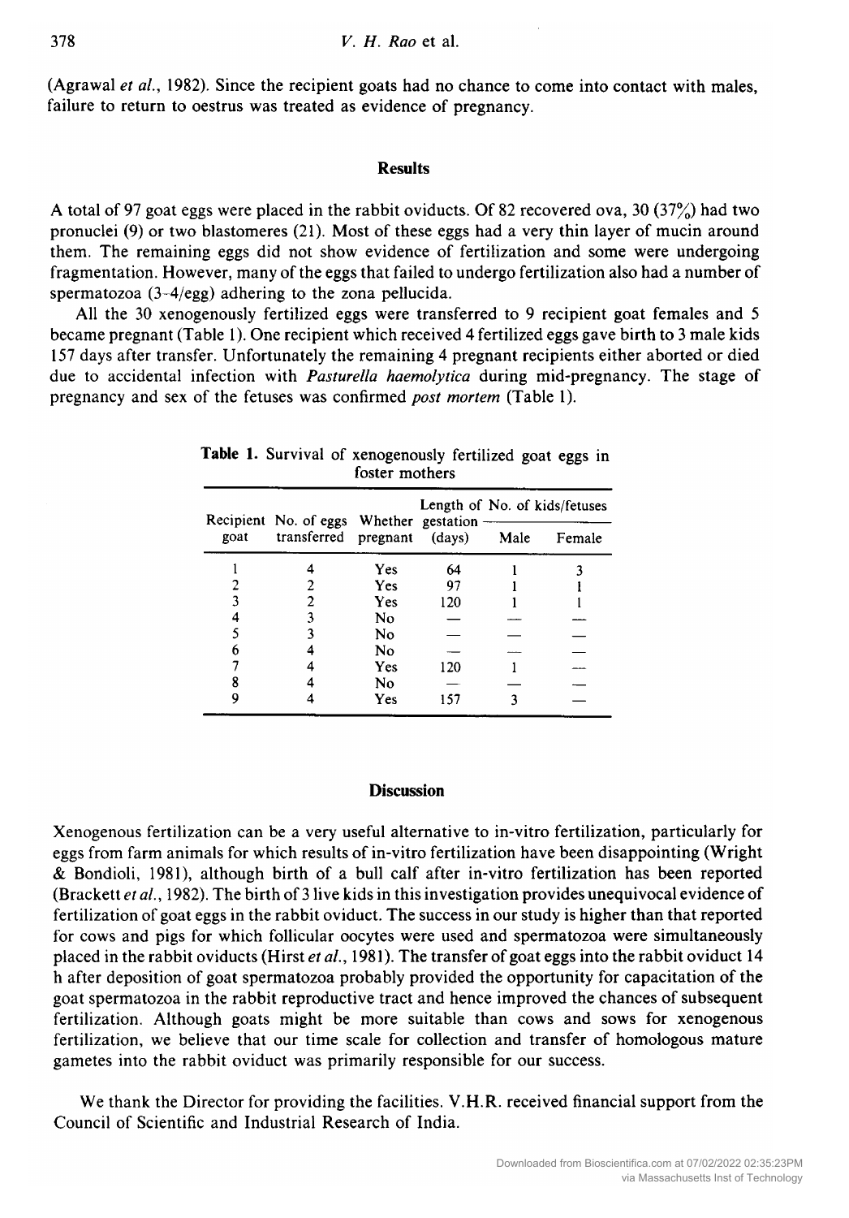(Agrawal *et al.*, 1982). Since the recipient goats had no chance to come into contact with males, failure to return to oestrus was treated as evidence of pregnancy.

## Results

A total of 97 goat eggs were placed in the rabbit oviducts. Of 82 recovered ova, 30 (37%) had two pronuclei (9) or two blastomeres (21). Most of these eggs had a very thin layer of mucin around them. The remaining eggs did not show evidence of fertilization and some were undergoing fragmentation. However, many of the eggs that failed to undergo fertilization also had a number of spermatozoa (3–4/egg) adhering to the zona pellucida.

All the 30 xenogenously fertilized eggs were transferred to 9 recipient goat females and 5 became pregnant (Table 1). One recipient which received 4 fertilized eggs gave birth to 3 male kids 157 days after transfer. Unfortunately the remaining 4 pregnant recipients either aborted or died due to accidental infection with *Pasturella haemolytica* during mid-pregnancy. The stage of pregnancy and sex of the fetuses was confirmed *post mortem* (Table 1).

**Table 1.** Survival of xenogenously fertilized goat eggs in foster mothers

| Recipient goat | No. of eggs transferred | Whether pregnant | Length of gestation (days) | No. of kids/fetuses | |
|---|---|---|---|---|---|
| | | | | Male | Female |
| 1 | 4 | Yes | 64 | 1 | 3 |
| 2 | 2 | Yes | 97 | 1 | 1 |
| 3 | 2 | Yes | 120 | 1 | 1 |
| 4 | 3 | No | — | — | — |
| 5 | 3 | No | — | — | — |
| 6 | 4 | No | — | — | — |
| 7 | 4 | Yes | 120 | 1 | — |
| 8 | 4 | No | — | — | — |
| 9 | 4 | Yes | 157 | 3 | — |

## Discussion

Xenogenous fertilization can be a very useful alternative to in-vitro fertilization, particularly for eggs from farm animals for which results of in-vitro fertilization have been disappointing (Wright & Bondioli, 1981), although birth of a bull calf after in-vitro fertilization has been reported (Brackett *et al.*, 1982). The birth of 3 live kids in this investigation provides unequivocal evidence of fertilization of goat eggs in the rabbit oviduct. The success in our study is higher than that reported for cows and pigs for which follicular oocytes were used and spermatozoa were simultaneously placed in the rabbit oviducts (Hirst *et al.*, 1981). The transfer of goat eggs into the rabbit oviduct 14 h after deposition of goat spermatozoa probably provided the opportunity for capacitation of the goat spermatozoa in the rabbit reproductive tract and hence improved the chances of subsequent fertilization. Although goats might be more suitable than cows and sows for xenogenous fertilization, we believe that our time scale for collection and transfer of homologous mature gametes into the rabbit oviduct was primarily responsible for our success.

We thank the Director for providing the facilities. V.H.R. received financial support from the Council of Scientific and Industrial Research of India.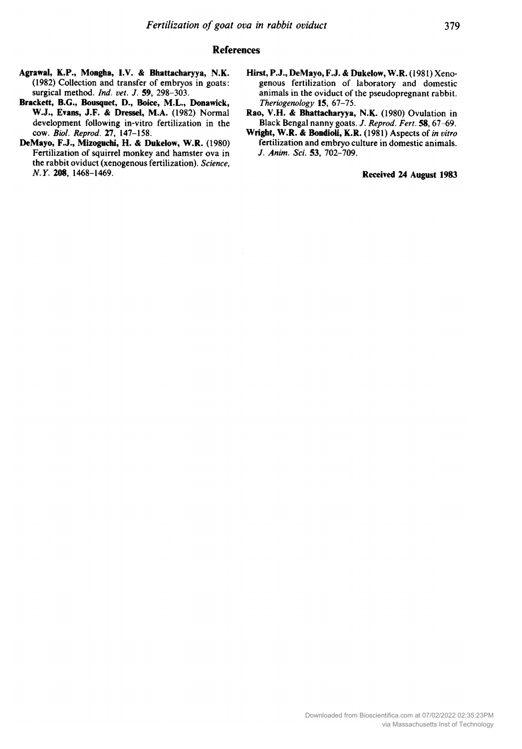## References

**Agrawal, K.P., Mongha, I.V. & Bhattacharyya, N.K.** (1982) Collection and transfer of embryos in goats: surgical method. *Ind. vet. J.* **59**, 298–303.

**Brackett, B.G., Bousquet, D., Boice, M.L., Donawick, W.J., Evans, J.F. & Dressel, M.A.** (1982) Normal development following in-vitro fertilization in the cow. *Biol. Reprod.* **27**, 147–158.

**DeMayo, F.J., Mizoguchi, H. & Dukelow, W.R.** (1980) Fertilization of squirrel monkey and hamster ova in the rabbit oviduct (xenogenous fertilization). *Science, N.Y.* **208**, 1468–1469.

**Hirst, P.J., DeMayo, F.J. & Dukelow, W.R.** (1981) Xenogenous fertilization of laboratory and domestic animals in the oviduct of the pseudopregnant rabbit. *Theriogenology* **15**, 67–75.

**Rao, V.H. & Bhattacharyya, N.K.** (1980) Ovulation in Black Bengal nanny goats. *J. Reprod. Fert.* **58**, 67–69.

**Wright, W.R. & Bondioli, K.R.** (1981) Aspects of *in vitro* fertilization and embryo culture in domestic animals. *J. Anim. Sci.* **53**, 702–709.

**Received 24 August 1983**